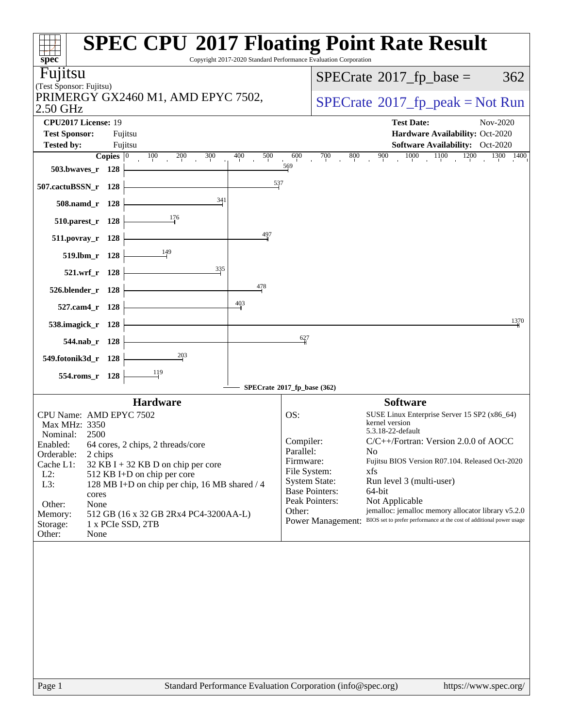# SPEC CPU 2017 Floating Point Rate Result

Copyright 2017-2020 Standard Performance Evaluation Corporation

**Fujitsu**
(Test Sponsor: Fujitsu)
PRIMERGY GX2460 M1, AMD EPYC 7502, 2.50 GHz

SPECrate 2017_fp_base = 362

SPECrate 2017_fp_peak = Not Run

| | | | |
|---|---|---|---|
| **CPU2017 License:** | 19 | **Test Date:** | Nov-2020 |
| **Test Sponsor:** | Fujitsu | **Hardware Availability:** | Oct-2020 |
| **Tested by:** | Fujitsu | **Software Availability:** | Oct-2020 |

| Benchmark | Copies | Base |
|---|---|---|
| 503.bwaves_r | 128 | 569 |
| 507.cactuBSSN_r | 128 | 537 |
| 508.namd_r | 128 | 341 |
| 510.parest_r | 128 | 176 |
| 511.povray_r | 128 | 497 |
| 519.lbm_r | 128 | 149 |
| 521.wrf_r | 128 | 335 |
| 526.blender_r | 128 | 478 |
| 527.cam4_r | 128 | 403 |
| 538.imagick_r | 128 | 1370 |
| 544.nab_r | 128 | 627 |
| 549.fotonik3d_r | 128 | 203 |
| 554.roms_r | 128 | 119 |

SPECrate 2017_fp_base (362)

## Hardware

| | |
|---|---|
| CPU Name: | AMD EPYC 7502 |
| Max MHz: | 3350 |
| Nominal: | 2500 |
| Enabled: | 64 cores, 2 chips, 2 threads/core |
| Orderable: | 2 chips |
| Cache L1: | 32 KB I + 32 KB D on chip per core |
| L2: | 512 KB I+D on chip per core |
| L3: | 128 MB I+D on chip per chip, 16 MB shared / 4 cores |
| Other: | None |
| Memory: | 512 GB (16 x 32 GB 2Rx4 PC4-3200AA-L) |
| Storage: | 1 x PCIe SSD, 2TB |
| Other: | None |

## Software

| | |
|---|---|
| OS: | SUSE Linux Enterprise Server 15 SP2 (x86_64) kernel version 5.3.18-22-default |
| Compiler: | C/C++/Fortran: Version 2.0.0 of AOCC |
| Parallel: | No |
| Firmware: | Fujitsu BIOS Version R07.104. Released Oct-2020 |
| File System: | xfs |
| System State: | Run level 3 (multi-user) |
| Base Pointers: | 64-bit |
| Peak Pointers: | Not Applicable |
| Other: | jemalloc: jemalloc memory allocator library v5.2.0 |
| Power Management: | BIOS set to prefer performance at the cost of additional power usage |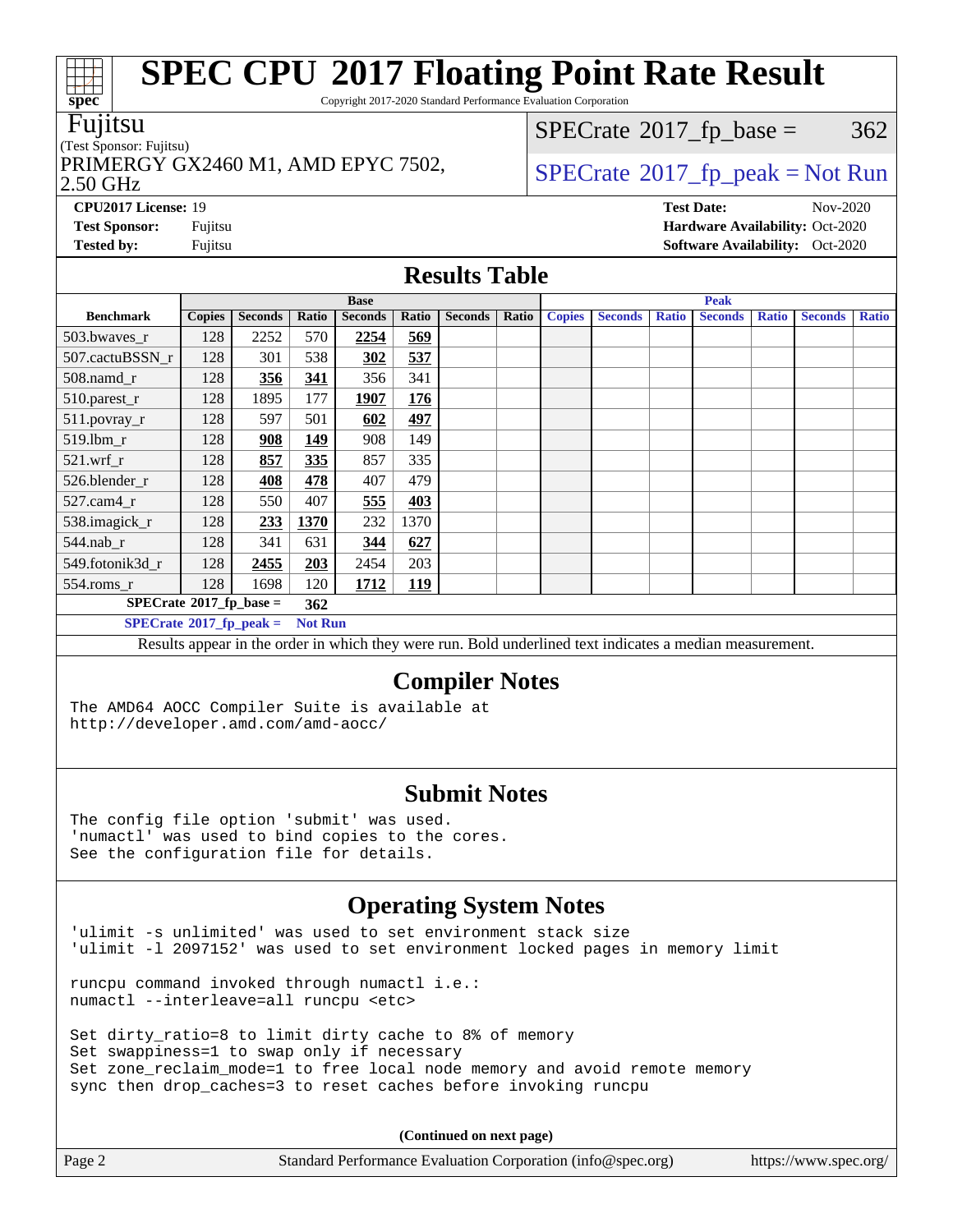# SPEC CPU 2017 Floating Point Rate Result

Copyright 2017-2020 Standard Performance Evaluation Corporation

**Fujitsu**
(Test Sponsor: Fujitsu)
PRIMERGY GX2460 M1, AMD EPYC 7502, 2.50 GHz

SPECrate 2017_fp_base = 362
SPECrate 2017_fp_peak = Not Run

**CPU2017 License:** 19
**Test Sponsor:** Fujitsu
**Tested by:** Fujitsu
**Test Date:** Nov-2020
**Hardware Availability:** Oct-2020
**Software Availability:** Oct-2020

## Results Table

| Benchmark | Base | | | | | | | Peak | | | | | | |
|---|---|---|---|---|---|---|---|---|---|---|---|---|---|---|
| | Copies | Seconds | Ratio | Seconds | Ratio | Seconds | Ratio | Copies | Seconds | Ratio | Seconds | Ratio | Seconds | Ratio |
| 503.bwaves_r | 128 | 2252 | 570 | **2254** | **569** | | | | | | | | | |
| 507.cactuBSSN_r | 128 | 301 | 538 | **302** | **537** | | | | | | | | | |
| 508.namd_r | 128 | **356** | **341** | 356 | 341 | | | | | | | | | |
| 510.parest_r | 128 | 1895 | 177 | **1907** | **176** | | | | | | | | | |
| 511.povray_r | 128 | 597 | 501 | **602** | **497** | | | | | | | | | |
| 519.lbm_r | 128 | **908** | **149** | 908 | 149 | | | | | | | | | |
| 521.wrf_r | 128 | **857** | **335** | 857 | 335 | | | | | | | | | |
| 526.blender_r | 128 | **408** | **478** | 407 | 479 | | | | | | | | | |
| 527.cam4_r | 128 | 550 | 407 | **555** | **403** | | | | | | | | | |
| 538.imagick_r | 128 | **233** | **1370** | 232 | 1370 | | | | | | | | | |
| 544.nab_r | 128 | 341 | 631 | **344** | **627** | | | | | | | | | |
| 549.fotonik3d_r | 128 | **2455** | **203** | 2454 | 203 | | | | | | | | | |
| 554.roms_r | 128 | 1698 | 120 | **1712** | **119** | | | | | | | | | |

**SPECrate 2017_fp_base = 362**

**SPECrate 2017_fp_peak = Not Run**

Results appear in the order in which they were run. Bold underlined text indicates a median measurement.

## Compiler Notes

```
The AMD64 AOCC Compiler Suite is available at
http://developer.amd.com/amd-aocc/
```

## Submit Notes

```
The config file option 'submit' was used.
'numactl' was used to bind copies to the cores.
See the configuration file for details.
```

## Operating System Notes

```
'ulimit -s unlimited' was used to set environment stack size
'ulimit -l 2097152' was used to set environment locked pages in memory limit

runcpu command invoked through numactl i.e.:
numactl --interleave=all runcpu <etc>

Set dirty_ratio=8 to limit dirty cache to 8% of memory
Set swappiness=1 to swap only if necessary
Set zone_reclaim_mode=1 to free local node memory and avoid remote memory
sync then drop_caches=3 to reset caches before invoking runcpu
```

**(Continued on next page)**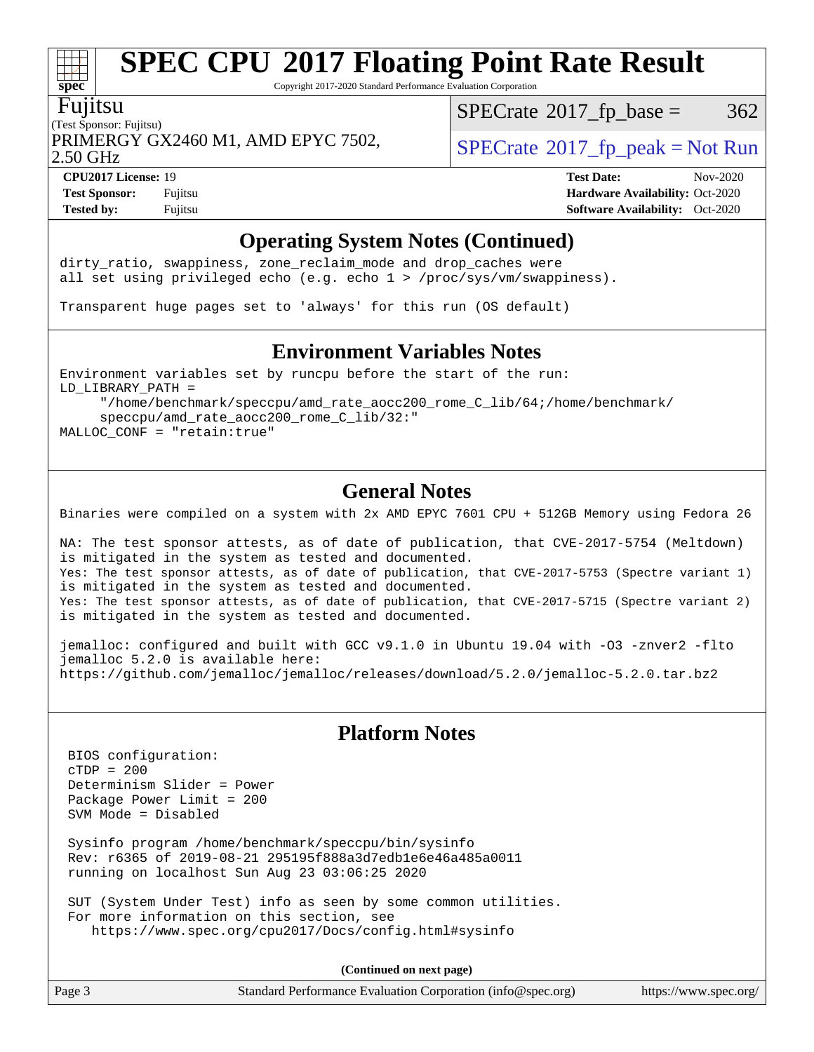# SPEC CPU 2017 Floating Point Rate Result

Copyright 2017-2020 Standard Performance Evaluation Corporation

Fujitsu
(Test Sponsor: Fujitsu)
PRIMERGY GX2460 M1, AMD EPYC 7502, 2.50 GHz

SPECrate 2017_fp_base = 362
SPECrate 2017_fp_peak = Not Run

**CPU2017 License:** 19
**Test Sponsor:** Fujitsu
**Tested by:** Fujitsu

**Test Date:** Nov-2020
**Hardware Availability:** Oct-2020
**Software Availability:** Oct-2020

## Operating System Notes (Continued)

```
dirty_ratio, swappiness, zone_reclaim_mode and drop_caches were
all set using privileged echo (e.g. echo 1 > /proc/sys/vm/swappiness).

Transparent huge pages set to 'always' for this run (OS default)
```

## Environment Variables Notes

```
Environment variables set by runcpu before the start of the run:
LD_LIBRARY_PATH =
     "/home/benchmark/speccpu/amd_rate_aocc200_rome_C_lib/64;/home/benchmark/
     speccpu/amd_rate_aocc200_rome_C_lib/32:"
MALLOC_CONF = "retain:true"
```

## General Notes

```
Binaries were compiled on a system with 2x AMD EPYC 7601 CPU + 512GB Memory using Fedora 26

NA: The test sponsor attests, as of date of publication, that CVE-2017-5754 (Meltdown)
is mitigated in the system as tested and documented.
Yes: The test sponsor attests, as of date of publication, that CVE-2017-5753 (Spectre variant 1)
is mitigated in the system as tested and documented.
Yes: The test sponsor attests, as of date of publication, that CVE-2017-5715 (Spectre variant 2)
is mitigated in the system as tested and documented.

jemalloc: configured and built with GCC v9.1.0 in Ubuntu 19.04 with -O3 -znver2 -flto
jemalloc 5.2.0 is available here:
https://github.com/jemalloc/jemalloc/releases/download/5.2.0/jemalloc-5.2.0.tar.bz2
```

## Platform Notes

```
BIOS configuration:
cTDP = 200
Determinism Slider = Power
Package Power Limit = 200
SVM Mode = Disabled

Sysinfo program /home/benchmark/speccpu/bin/sysinfo
Rev: r6365 of 2019-08-21 295195f888a3d7edb1e6e46a485a0011
running on localhost Sun Aug 23 03:06:25 2020

SUT (System Under Test) info as seen by some common utilities.
For more information on this section, see
   https://www.spec.org/cpu2017/Docs/config.html#sysinfo
```

**(Continued on next page)**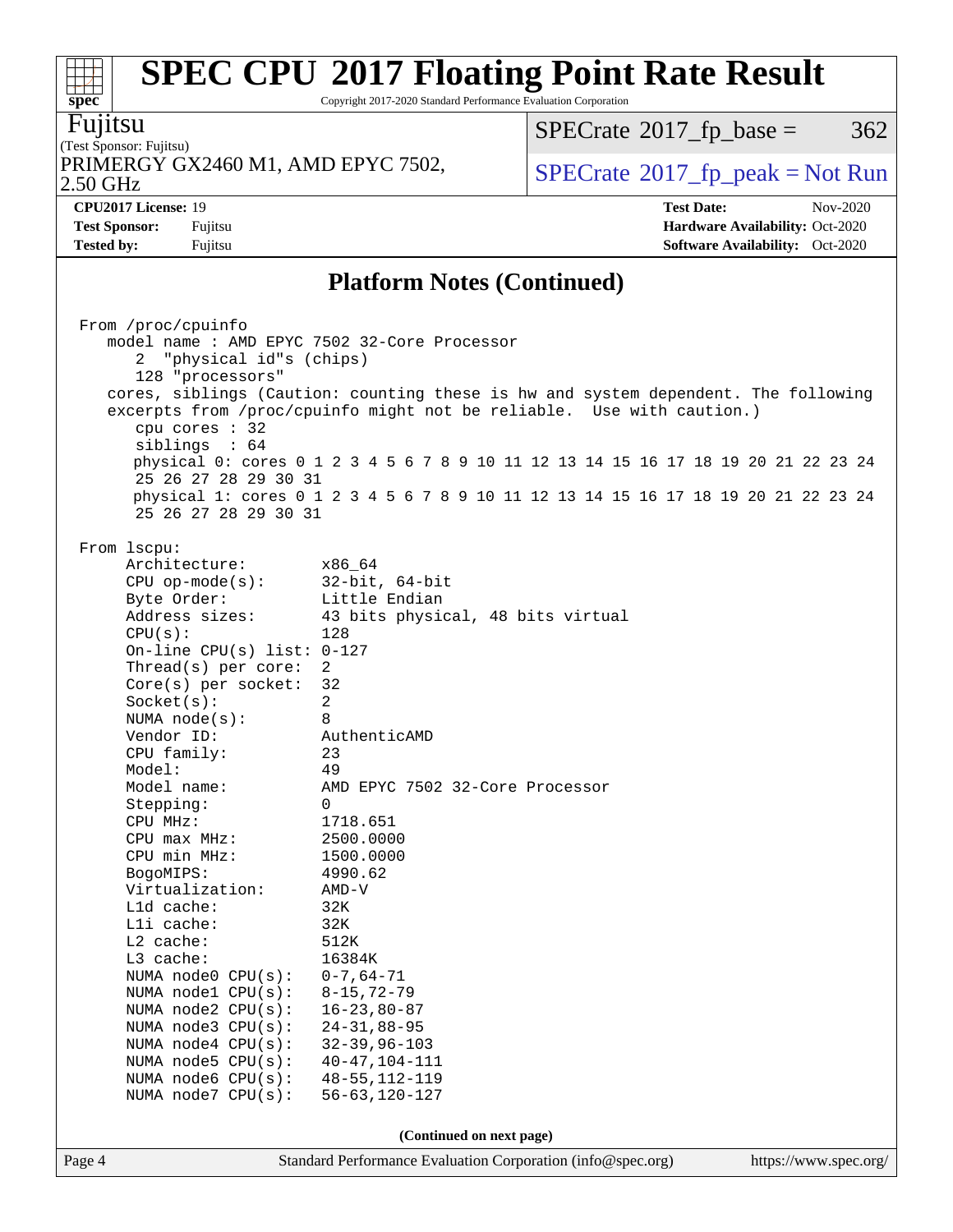## Platform Notes (Continued)

```
From /proc/cpuinfo
   model name : AMD EPYC 7502 32-Core Processor
      2  "physical id"s (chips)
      128 "processors"
   cores, siblings (Caution: counting these is hw and system dependent. The following
   excerpts from /proc/cpuinfo might not be reliable.  Use with caution.)
      cpu cores : 32
      siblings  : 64
      physical 0: cores 0 1 2 3 4 5 6 7 8 9 10 11 12 13 14 15 16 17 18 19 20 21 22 23 24
      25 26 27 28 29 30 31
      physical 1: cores 0 1 2 3 4 5 6 7 8 9 10 11 12 13 14 15 16 17 18 19 20 21 22 23 24
      25 26 27 28 29 30 31

From lscpu:
     Architecture:        x86_64
     CPU op-mode(s):      32-bit, 64-bit
     Byte Order:          Little Endian
     Address sizes:       43 bits physical, 48 bits virtual
     CPU(s):              128
     On-line CPU(s) list: 0-127
     Thread(s) per core:  2
     Core(s) per socket:  32
     Socket(s):           2
     NUMA node(s):        8
     Vendor ID:           AuthenticAMD
     CPU family:          23
     Model:               49
     Model name:          AMD EPYC 7502 32-Core Processor
     Stepping:            0
     CPU MHz:             1718.651
     CPU max MHz:         2500.0000
     CPU min MHz:         1500.0000
     BogoMIPS:            4990.62
     Virtualization:      AMD-V
     L1d cache:           32K
     L1i cache:           32K
     L2 cache:            512K
     L3 cache:            16384K
     NUMA node0 CPU(s):   0-7,64-71
     NUMA node1 CPU(s):   8-15,72-79
     NUMA node2 CPU(s):   16-23,80-87
     NUMA node3 CPU(s):   24-31,88-95
     NUMA node4 CPU(s):   32-39,96-103
     NUMA node5 CPU(s):   40-47,104-111
     NUMA node6 CPU(s):   48-55,112-119
     NUMA node7 CPU(s):   56-63,120-127
```

**(Continued on next page)**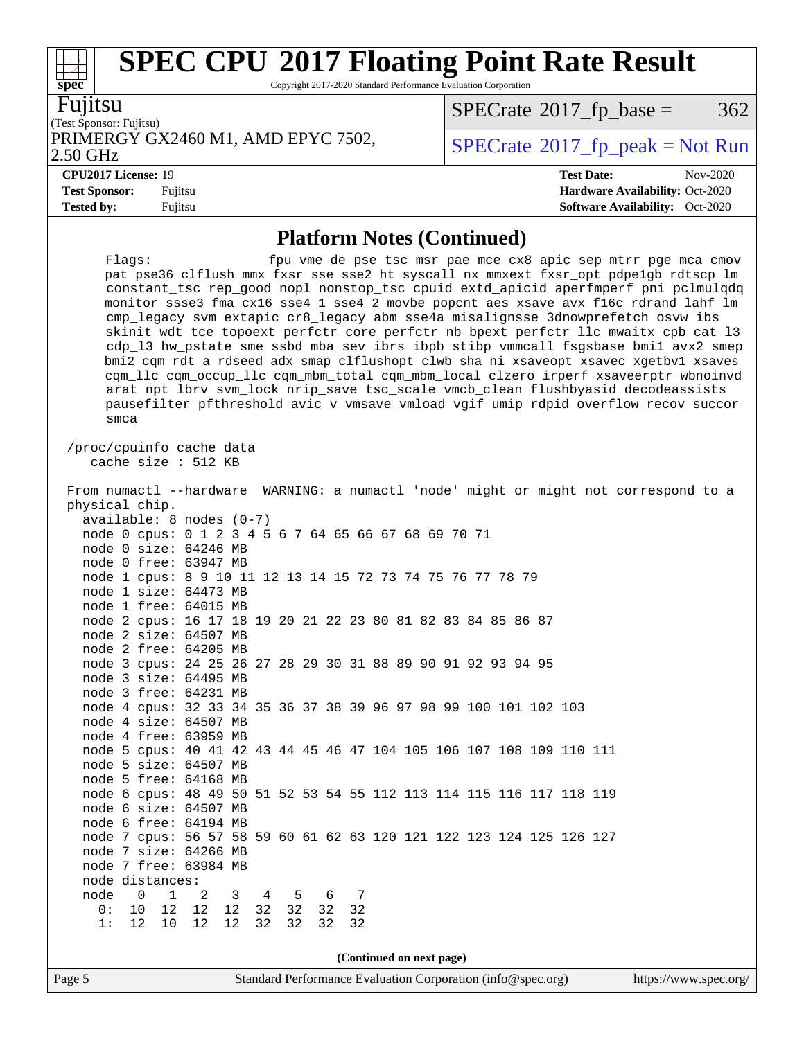## Platform Notes (Continued)

```
     Flags:                 fpu vme de pse tsc msr pae mce cx8 apic sep mtrr pge mca cmov
     pat pse36 clflush mmx fxsr sse sse2 ht syscall nx mmxext fxsr_opt pdpe1gb rdtscp lm
     constant_tsc rep_good nopl nonstop_tsc cpuid extd_apicid aperfmperf pni pclmulqdq
     monitor ssse3 fma cx16 sse4_1 sse4_2 movbe popcnt aes xsave avx f16c rdrand lahf_lm
     cmp_legacy svm extapic cr8_legacy abm sse4a misalignsse 3dnowprefetch osvw ibs
     skinit wdt tce topoext perfctr_core perfctr_nb bpext perfctr_llc mwaitx cpb cat_l3
     cdp_l3 hw_pstate sme ssbd mba sev ibrs ibpb stibp vmmcall fsgsbase bmi1 avx2 smep
     bmi2 cqm rdt_a rdseed adx smap clflushopt clwb sha_ni xsaveopt xsavec xgetbv1 xsaves
     cqm_llc cqm_occup_llc cqm_mbm_total cqm_mbm_local clzero irperf xsaveerptr wbnoinvd
     arat npt lbrv svm_lock nrip_save tsc_scale vmcb_clean flushbyasid decodeassists
     pausefilter pfthreshold avic v_vmsave_vmload vgif umip rdpid overflow_recov succor
     smca

 /proc/cpuinfo cache data
    cache size : 512 KB

 From numactl --hardware  WARNING: a numactl 'node' might or might not correspond to a
 physical chip.
   available: 8 nodes (0-7)
   node 0 cpus: 0 1 2 3 4 5 6 7 64 65 66 67 68 69 70 71
   node 0 size: 64246 MB
   node 0 free: 63947 MB
   node 1 cpus: 8 9 10 11 12 13 14 15 72 73 74 75 76 77 78 79
   node 1 size: 64473 MB
   node 1 free: 64015 MB
   node 2 cpus: 16 17 18 19 20 21 22 23 80 81 82 83 84 85 86 87
   node 2 size: 64507 MB
   node 2 free: 64205 MB
   node 3 cpus: 24 25 26 27 28 29 30 31 88 89 90 91 92 93 94 95
   node 3 size: 64495 MB
   node 3 free: 64231 MB
   node 4 cpus: 32 33 34 35 36 37 38 39 96 97 98 99 100 101 102 103
   node 4 size: 64507 MB
   node 4 free: 63959 MB
   node 5 cpus: 40 41 42 43 44 45 46 47 104 105 106 107 108 109 110 111
   node 5 size: 64507 MB
   node 5 free: 64168 MB
   node 6 cpus: 48 49 50 51 52 53 54 55 112 113 114 115 116 117 118 119
   node 6 size: 64507 MB
   node 6 free: 64194 MB
   node 7 cpus: 56 57 58 59 60 61 62 63 120 121 122 123 124 125 126 127
   node 7 size: 64266 MB
   node 7 free: 63984 MB
   node distances:
   node   0   1   2   3   4   5   6   7
     0:  10  12  12  12  32  32  32  32
     1:  12  10  12  12  32  32  32  32
```

(Continued on next page)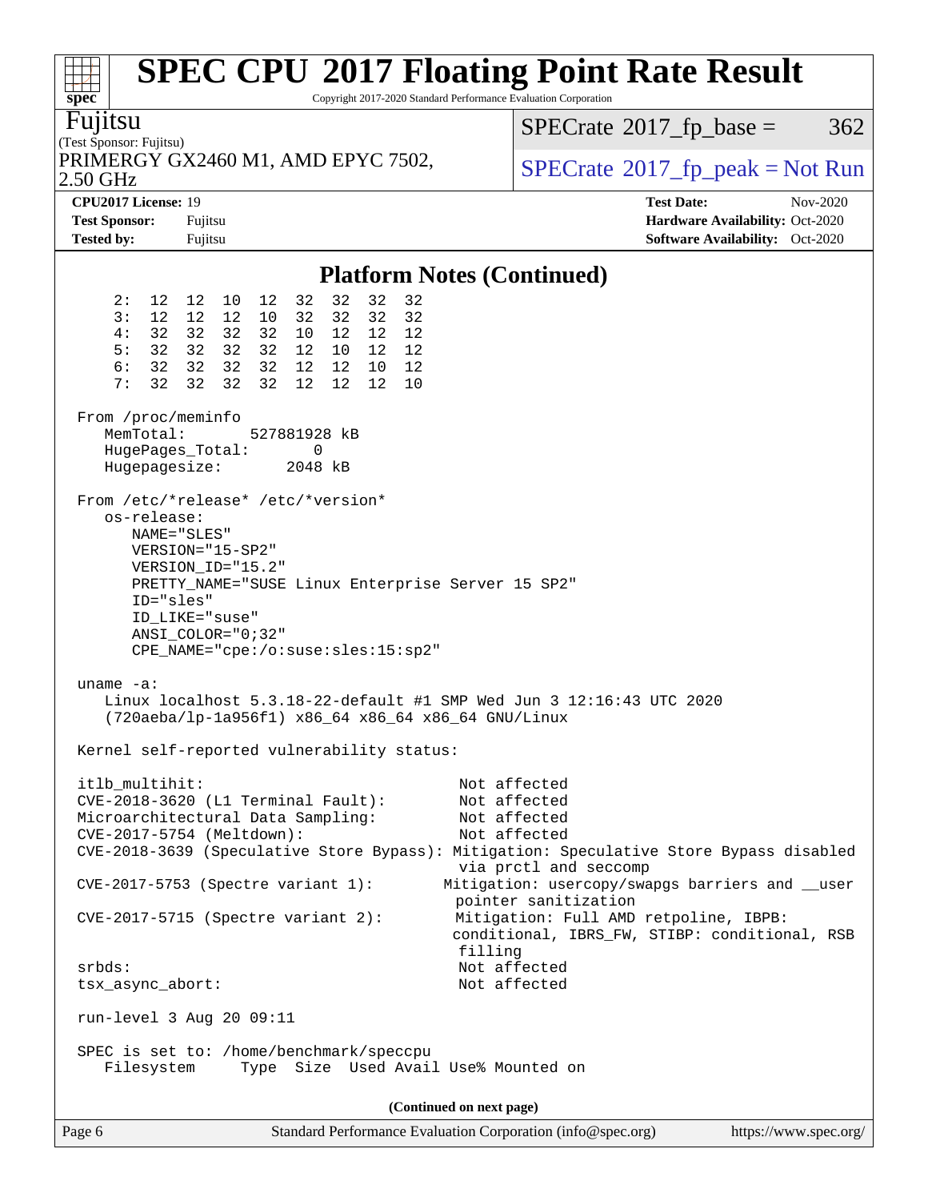## Platform Notes (Continued)

```
    2:  12  12  10  12  32  32  32  32
    3:  12  12  12  10  32  32  32  32
    4:  32  32  32  32  10  12  12  12
    5:  32  32  32  32  12  10  12  12
    6:  32  32  32  32  12  12  10  12
    7:  32  32  32  32  12  12  12  10

From /proc/meminfo
   MemTotal:       527881928 kB
   HugePages_Total:       0
   Hugepagesize:       2048 kB

From /etc/*release* /etc/*version*
   os-release:
      NAME="SLES"
      VERSION="15-SP2"
      VERSION_ID="15.2"
      PRETTY_NAME="SUSE Linux Enterprise Server 15 SP2"
      ID="sles"
      ID_LIKE="suse"
      ANSI_COLOR="0;32"
      CPE_NAME="cpe:/o:suse:sles:15:sp2"

uname -a:
   Linux localhost 5.3.18-22-default #1 SMP Wed Jun 3 12:16:43 UTC 2020
   (720aeba/lp-1a956f1) x86_64 x86_64 x86_64 GNU/Linux

Kernel self-reported vulnerability status:

itlb_multihit:                                         Not affected
CVE-2018-3620 (L1 Terminal Fault):                     Not affected
Microarchitectural Data Sampling:                      Not affected
CVE-2017-5754 (Meltdown):                              Not affected
CVE-2018-3639 (Speculative Store Bypass): Mitigation: Speculative Store Bypass disabled
                                                       via prctl and seccomp
CVE-2017-5753 (Spectre variant 1):                   Mitigation: usercopy/swapgs barriers and __user
                                                       pointer sanitization
CVE-2017-5715 (Spectre variant 2):                    Mitigation: Full AMD retpoline, IBPB:
                                                      conditional, IBRS_FW, STIBP: conditional, RSB
                                                       filling
srbds:                                                 Not affected
tsx_async_abort:                                       Not affected

run-level 3 Aug 20 09:11

SPEC is set to: /home/benchmark/speccpu
   Filesystem      Type  Size  Used Avail Use% Mounted on
```

(Continued on next page)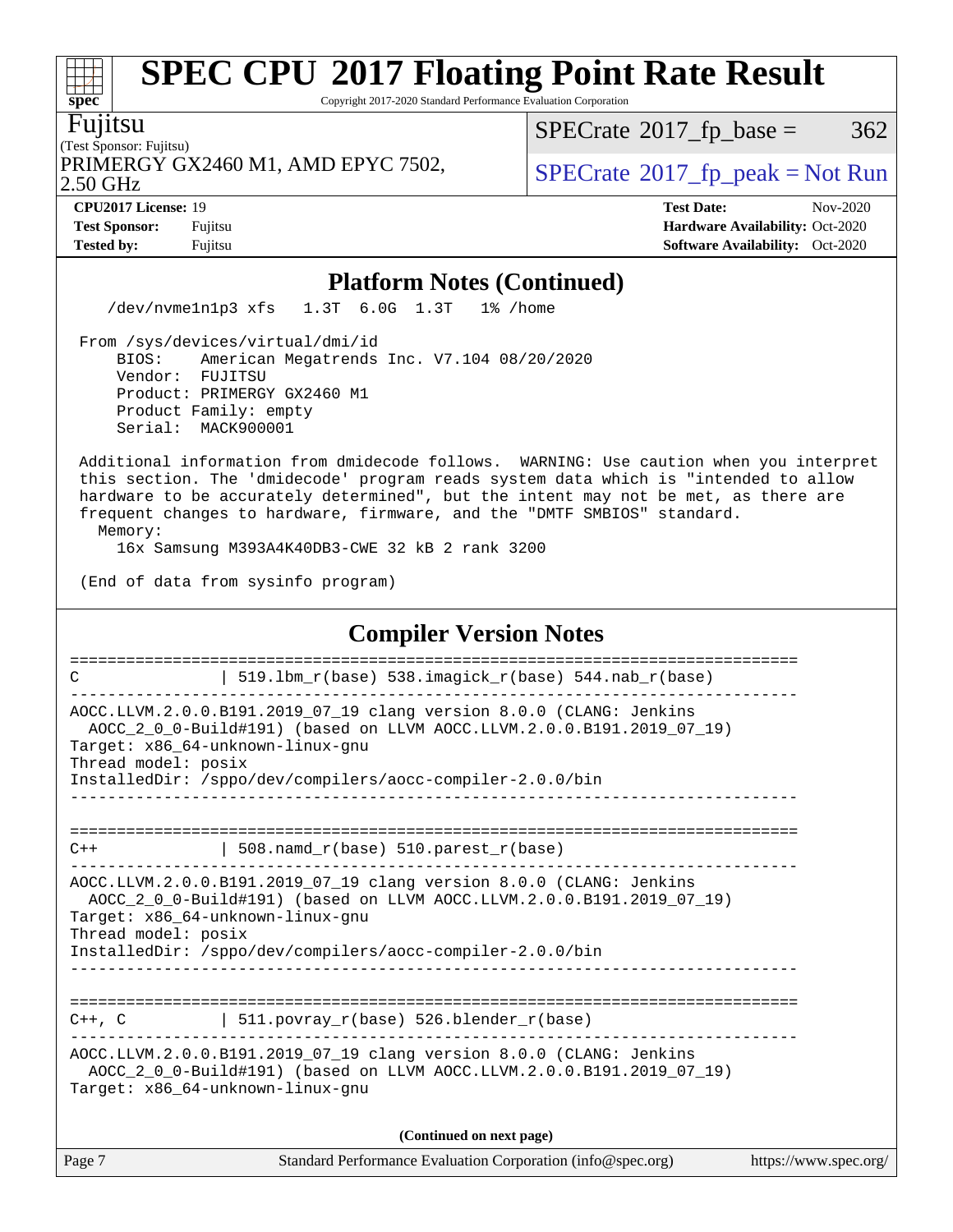## Platform Notes (Continued)

```
    /dev/nvme1n1p3 xfs   1.3T  6.0G  1.3T   1% /home

 From /sys/devices/virtual/dmi/id
     BIOS:    American Megatrends Inc. V7.104 08/20/2020
     Vendor:  FUJITSU
     Product: PRIMERGY GX2460 M1
     Product Family: empty
     Serial:  MACK900001

 Additional information from dmidecode follows.  WARNING: Use caution when you interpret
 this section. The 'dmidecode' program reads system data which is "intended to allow
 hardware to be accurately determined", but the intent may not be met, as there are
 frequent changes to hardware, firmware, and the "DMTF SMBIOS" standard.
   Memory:
     16x Samsung M393A4K40DB3-CWE 32 kB 2 rank 3200

 (End of data from sysinfo program)
```

## Compiler Version Notes

```
==============================================================================
C               | 519.lbm_r(base) 538.imagick_r(base) 544.nab_r(base)
------------------------------------------------------------------------------
AOCC.LLVM.2.0.0.B191.2019_07_19 clang version 8.0.0 (CLANG: Jenkins
  AOCC_2_0_0-Build#191) (based on LLVM AOCC.LLVM.2.0.0.B191.2019_07_19)
Target: x86_64-unknown-linux-gnu
Thread model: posix
InstalledDir: /sppo/dev/compilers/aocc-compiler-2.0.0/bin
------------------------------------------------------------------------------

==============================================================================
C++             | 508.namd_r(base) 510.parest_r(base)
------------------------------------------------------------------------------
AOCC.LLVM.2.0.0.B191.2019_07_19 clang version 8.0.0 (CLANG: Jenkins
  AOCC_2_0_0-Build#191) (based on LLVM AOCC.LLVM.2.0.0.B191.2019_07_19)
Target: x86_64-unknown-linux-gnu
Thread model: posix
InstalledDir: /sppo/dev/compilers/aocc-compiler-2.0.0/bin
------------------------------------------------------------------------------

==============================================================================
C++, C          | 511.povray_r(base) 526.blender_r(base)
------------------------------------------------------------------------------
AOCC.LLVM.2.0.0.B191.2019_07_19 clang version 8.0.0 (CLANG: Jenkins
  AOCC_2_0_0-Build#191) (based on LLVM AOCC.LLVM.2.0.0.B191.2019_07_19)
Target: x86_64-unknown-linux-gnu
```

**(Continued on next page)**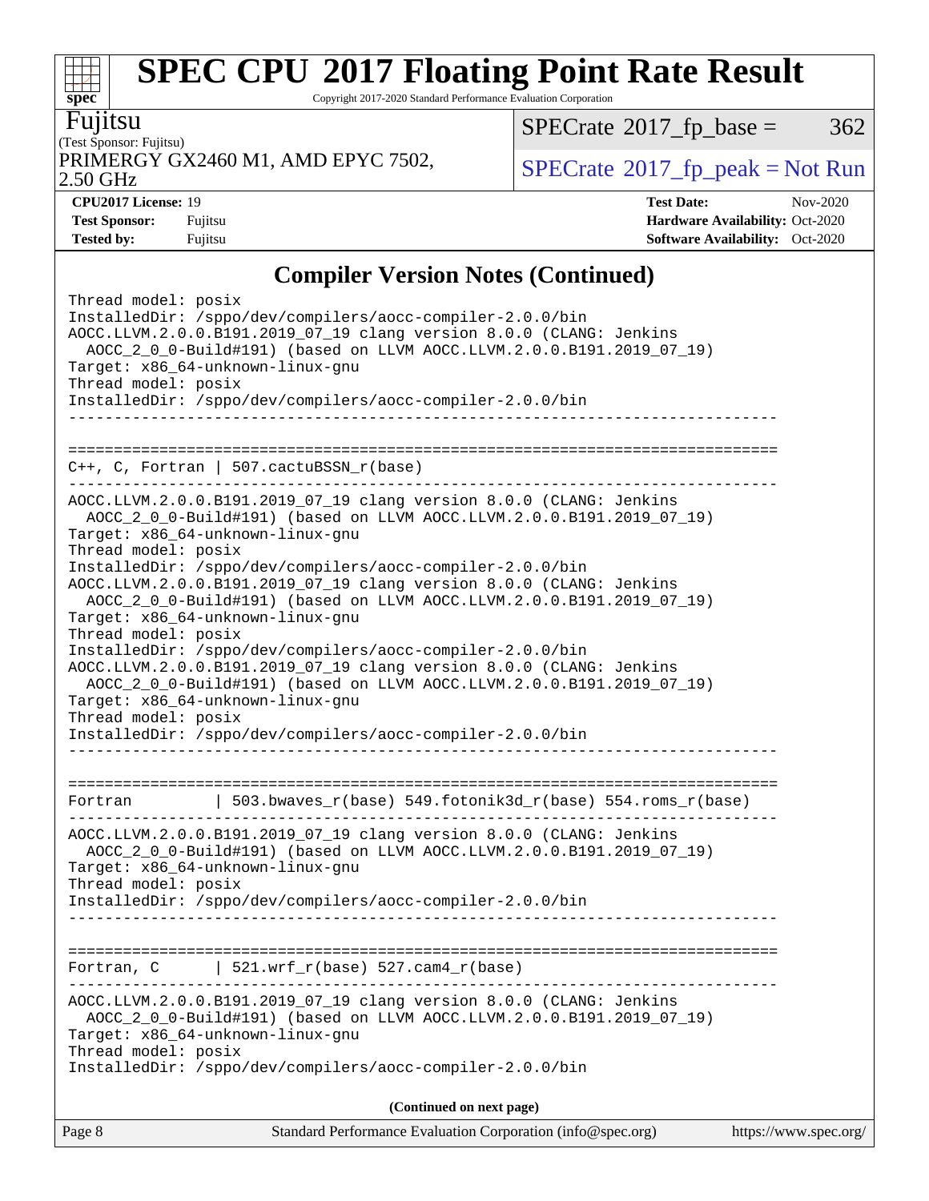# SPEC CPU 2017 Floating Point Rate Result

Copyright 2017-2020 Standard Performance Evaluation Corporation

**Fujitsu**
(Test Sponsor: Fujitsu)
PRIMERGY GX2460 M1, AMD EPYC 7502, 2.50 GHz

SPECrate 2017_fp_base = 362
SPECrate 2017_fp_peak = Not Run

**CPU2017 License:** 19
**Test Sponsor:** Fujitsu
**Tested by:** Fujitsu

**Test Date:** Nov-2020
**Hardware Availability:** Oct-2020
**Software Availability:** Oct-2020

## Compiler Version Notes (Continued)

```
Thread model: posix
InstalledDir: /sppo/dev/compilers/aocc-compiler-2.0.0/bin
AOCC.LLVM.2.0.0.B191.2019_07_19 clang version 8.0.0 (CLANG: Jenkins
  AOCC_2_0_0-Build#191) (based on LLVM AOCC.LLVM.2.0.0.B191.2019_07_19)
Target: x86_64-unknown-linux-gnu
Thread model: posix
InstalledDir: /sppo/dev/compilers/aocc-compiler-2.0.0/bin
------------------------------------------------------------------------------

==============================================================================
C++, C, Fortran | 507.cactuBSSN_r(base)
------------------------------------------------------------------------------
AOCC.LLVM.2.0.0.B191.2019_07_19 clang version 8.0.0 (CLANG: Jenkins
  AOCC_2_0_0-Build#191) (based on LLVM AOCC.LLVM.2.0.0.B191.2019_07_19)
Target: x86_64-unknown-linux-gnu
Thread model: posix
InstalledDir: /sppo/dev/compilers/aocc-compiler-2.0.0/bin
AOCC.LLVM.2.0.0.B191.2019_07_19 clang version 8.0.0 (CLANG: Jenkins
  AOCC_2_0_0-Build#191) (based on LLVM AOCC.LLVM.2.0.0.B191.2019_07_19)
Target: x86_64-unknown-linux-gnu
Thread model: posix
InstalledDir: /sppo/dev/compilers/aocc-compiler-2.0.0/bin
AOCC.LLVM.2.0.0.B191.2019_07_19 clang version 8.0.0 (CLANG: Jenkins
  AOCC_2_0_0-Build#191) (based on LLVM AOCC.LLVM.2.0.0.B191.2019_07_19)
Target: x86_64-unknown-linux-gnu
Thread model: posix
InstalledDir: /sppo/dev/compilers/aocc-compiler-2.0.0/bin
------------------------------------------------------------------------------

==============================================================================
Fortran         | 503.bwaves_r(base) 549.fotonik3d_r(base) 554.roms_r(base)
------------------------------------------------------------------------------
AOCC.LLVM.2.0.0.B191.2019_07_19 clang version 8.0.0 (CLANG: Jenkins
  AOCC_2_0_0-Build#191) (based on LLVM AOCC.LLVM.2.0.0.B191.2019_07_19)
Target: x86_64-unknown-linux-gnu
Thread model: posix
InstalledDir: /sppo/dev/compilers/aocc-compiler-2.0.0/bin
------------------------------------------------------------------------------

==============================================================================
Fortran, C      | 521.wrf_r(base) 527.cam4_r(base)
------------------------------------------------------------------------------
AOCC.LLVM.2.0.0.B191.2019_07_19 clang version 8.0.0 (CLANG: Jenkins
  AOCC_2_0_0-Build#191) (based on LLVM AOCC.LLVM.2.0.0.B191.2019_07_19)
Target: x86_64-unknown-linux-gnu
Thread model: posix
InstalledDir: /sppo/dev/compilers/aocc-compiler-2.0.0/bin
```

**(Continued on next page)**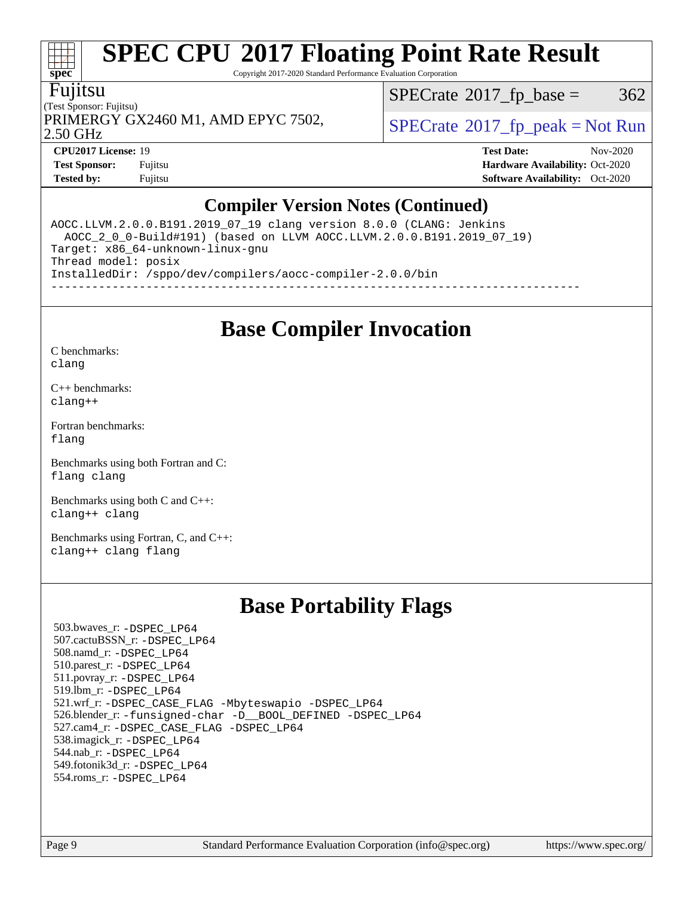## Compiler Version Notes (Continued)

```
AOCC.LLVM.2.0.0.B191.2019_07_19 clang version 8.0.0 (CLANG: Jenkins
  AOCC_2_0_0-Build#191) (based on LLVM AOCC.LLVM.2.0.0.B191.2019_07_19)
Target: x86_64-unknown-linux-gnu
Thread model: posix
InstalledDir: /sppo/dev/compilers/aocc-compiler-2.0.0/bin
------------------------------------------------------------------------------
```

## Base Compiler Invocation

C benchmarks:
`clang`

C++ benchmarks:
`clang++`

Fortran benchmarks:
`flang`

Benchmarks using both Fortran and C:
`flang clang`

Benchmarks using both C and C++:
`clang++ clang`

Benchmarks using Fortran, C, and C++:
`clang++ clang flang`

## Base Portability Flags

503.bwaves_r: `-DSPEC_LP64`
507.cactuBSSN_r: `-DSPEC_LP64`
508.namd_r: `-DSPEC_LP64`
510.parest_r: `-DSPEC_LP64`
511.povray_r: `-DSPEC_LP64`
519.lbm_r: `-DSPEC_LP64`
521.wrf_r: `-DSPEC_CASE_FLAG -Mbyteswapio -DSPEC_LP64`
526.blender_r: `-funsigned-char -D__BOOL_DEFINED -DSPEC_LP64`
527.cam4_r: `-DSPEC_CASE_FLAG -DSPEC_LP64`
538.imagick_r: `-DSPEC_LP64`
544.nab_r: `-DSPEC_LP64`
549.fotonik3d_r: `-DSPEC_LP64`
554.roms_r: `-DSPEC_LP64`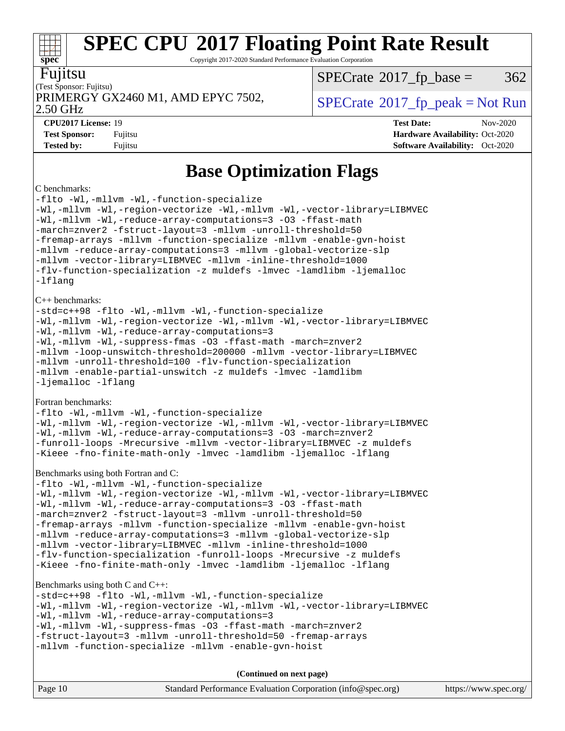# SPEC CPU 2017 Floating Point Rate Result

Copyright 2017-2020 Standard Performance Evaluation Corporation

Fujitsu

(Test Sponsor: Fujitsu)

PRIMERGY GX2460 M1, AMD EPYC 7502, 2.50 GHz

SPECrate 2017_fp_base = 362

SPECrate 2017_fp_peak = Not Run

**CPU2017 License:** 19
**Test Sponsor:** Fujitsu
**Tested by:** Fujitsu

**Test Date:** Nov-2020
**Hardware Availability:** Oct-2020
**Software Availability:** Oct-2020

## Base Optimization Flags

C benchmarks:

```
-flto -Wl,-mllvm -Wl,-function-specialize
-Wl,-mllvm -Wl,-region-vectorize -Wl,-mllvm -Wl,-vector-library=LIBMVEC
-Wl,-mllvm -Wl,-reduce-array-computations=3 -O3 -ffast-math
-march=znver2 -fstruct-layout=3 -mllvm -unroll-threshold=50
-fremap-arrays -mllvm -function-specialize -mllvm -enable-gvn-hoist
-mllvm -reduce-array-computations=3 -mllvm -global-vectorize-slp
-mllvm -vector-library=LIBMVEC -mllvm -inline-threshold=1000
-flv-function-specialization -z muldefs -lmvec -lamdlibm -ljemalloc
-lflang
```

C++ benchmarks:

```
-std=c++98 -flto -Wl,-mllvm -Wl,-function-specialize
-Wl,-mllvm -Wl,-region-vectorize -Wl,-mllvm -Wl,-vector-library=LIBMVEC
-Wl,-mllvm -Wl,-reduce-array-computations=3
-Wl,-mllvm -Wl,-suppress-fmas -O3 -ffast-math -march=znver2
-mllvm -loop-unswitch-threshold=200000 -mllvm -vector-library=LIBMVEC
-mllvm -unroll-threshold=100 -flv-function-specialization
-mllvm -enable-partial-unswitch -z muldefs -lmvec -lamdlibm
-ljemalloc -lflang
```

Fortran benchmarks:

```
-flto -Wl,-mllvm -Wl,-function-specialize
-Wl,-mllvm -Wl,-region-vectorize -Wl,-mllvm -Wl,-vector-library=LIBMVEC
-Wl,-mllvm -Wl,-reduce-array-computations=3 -O3 -march=znver2
-funroll-loops -Mrecursive -mllvm -vector-library=LIBMVEC -z muldefs
-Kieee -fno-finite-math-only -lmvec -lamdlibm -ljemalloc -lflang
```

Benchmarks using both Fortran and C:

```
-flto -Wl,-mllvm -Wl,-function-specialize
-Wl,-mllvm -Wl,-region-vectorize -Wl,-mllvm -Wl,-vector-library=LIBMVEC
-Wl,-mllvm -Wl,-reduce-array-computations=3 -O3 -ffast-math
-march=znver2 -fstruct-layout=3 -mllvm -unroll-threshold=50
-fremap-arrays -mllvm -function-specialize -mllvm -enable-gvn-hoist
-mllvm -reduce-array-computations=3 -mllvm -global-vectorize-slp
-mllvm -vector-library=LIBMVEC -mllvm -inline-threshold=1000
-flv-function-specialization -funroll-loops -Mrecursive -z muldefs
-Kieee -fno-finite-math-only -lmvec -lamdlibm -ljemalloc -lflang
```

Benchmarks using both C and C++:

```
-std=c++98 -flto -Wl,-mllvm -Wl,-function-specialize
-Wl,-mllvm -Wl,-region-vectorize -Wl,-mllvm -Wl,-vector-library=LIBMVEC
-Wl,-mllvm -Wl,-reduce-array-computations=3
-Wl,-mllvm -Wl,-suppress-fmas -O3 -ffast-math -march=znver2
-fstruct-layout=3 -mllvm -unroll-threshold=50 -fremap-arrays
-mllvm -function-specialize -mllvm -enable-gvn-hoist
```

**(Continued on next page)**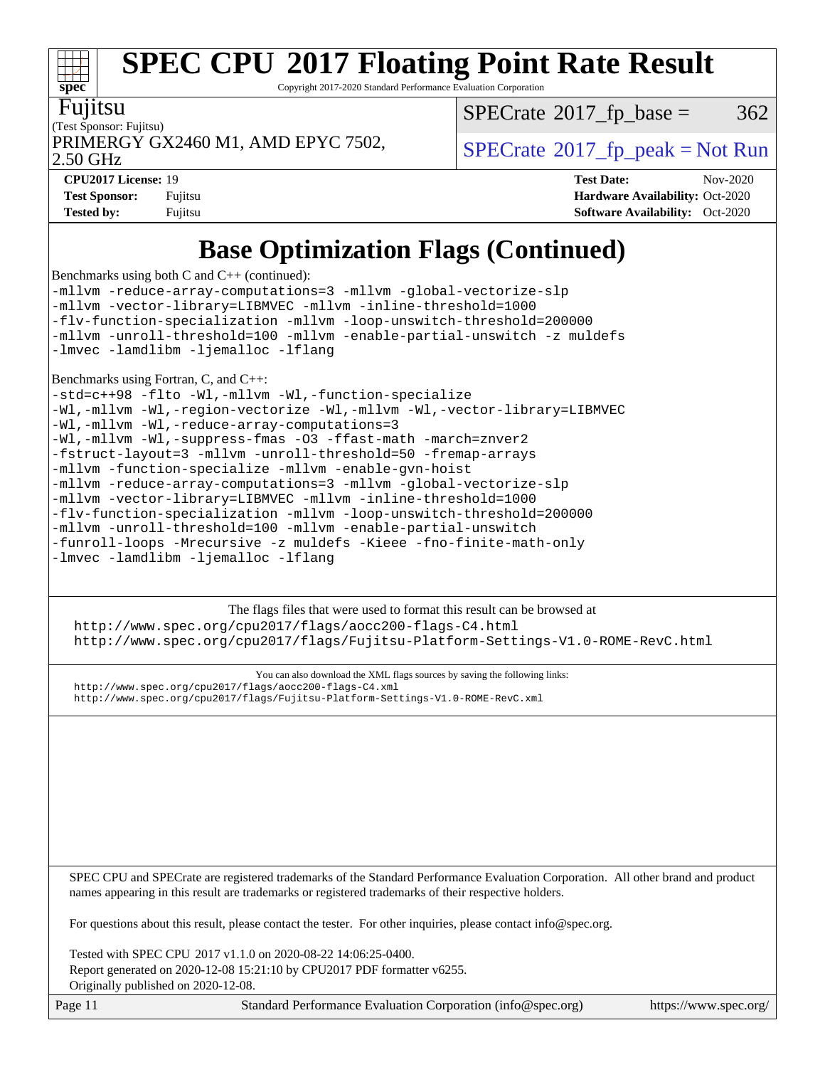# Base Optimization Flags (Continued)

Benchmarks using both C and C++ (continued):

```
-mllvm -reduce-array-computations=3 -mllvm -global-vectorize-slp
-mllvm -vector-library=LIBMVEC -mllvm -inline-threshold=1000
-flv-function-specialization -mllvm -loop-unswitch-threshold=200000
-mllvm -unroll-threshold=100 -mllvm -enable-partial-unswitch -z muldefs
-lmvec -lamdlibm -ljemalloc -lflang
```

Benchmarks using Fortran, C, and C++:

```
-std=c++98 -flto -Wl,-mllvm -Wl,-function-specialize
-Wl,-mllvm -Wl,-region-vectorize -Wl,-mllvm -Wl,-vector-library=LIBMVEC
-Wl,-mllvm -Wl,-reduce-array-computations=3
-Wl,-mllvm -Wl,-suppress-fmas -O3 -ffast-math -march=znver2
-fstruct-layout=3 -mllvm -unroll-threshold=50 -fremap-arrays
-mllvm -function-specialize -mllvm -enable-gvn-hoist
-mllvm -reduce-array-computations=3 -mllvm -global-vectorize-slp
-mllvm -vector-library=LIBMVEC -mllvm -inline-threshold=1000
-flv-function-specialization -mllvm -loop-unswitch-threshold=200000
-mllvm -unroll-threshold=100 -mllvm -enable-partial-unswitch
-funroll-loops -Mrecursive -z muldefs -Kieee -fno-finite-math-only
-lmvec -lamdlibm -ljemalloc -lflang
```

The flags files that were used to format this result can be browsed at
http://www.spec.org/cpu2017/flags/aocc200-flags-C4.html
http://www.spec.org/cpu2017/flags/Fujitsu-Platform-Settings-V1.0-ROME-RevC.html

You can also download the XML flags sources by saving the following links:
http://www.spec.org/cpu2017/flags/aocc200-flags-C4.xml
http://www.spec.org/cpu2017/flags/Fujitsu-Platform-Settings-V1.0-ROME-RevC.xml

SPEC CPU and SPECrate are registered trademarks of the Standard Performance Evaluation Corporation. All other brand and product names appearing in this result are trademarks or registered trademarks of their respective holders.

For questions about this result, please contact the tester. For other inquiries, please contact info@spec.org.

Tested with SPEC CPU 2017 v1.1.0 on 2020-08-22 14:06:25-0400.
Report generated on 2020-12-08 15:21:10 by CPU2017 PDF formatter v6255.
Originally published on 2020-12-08.